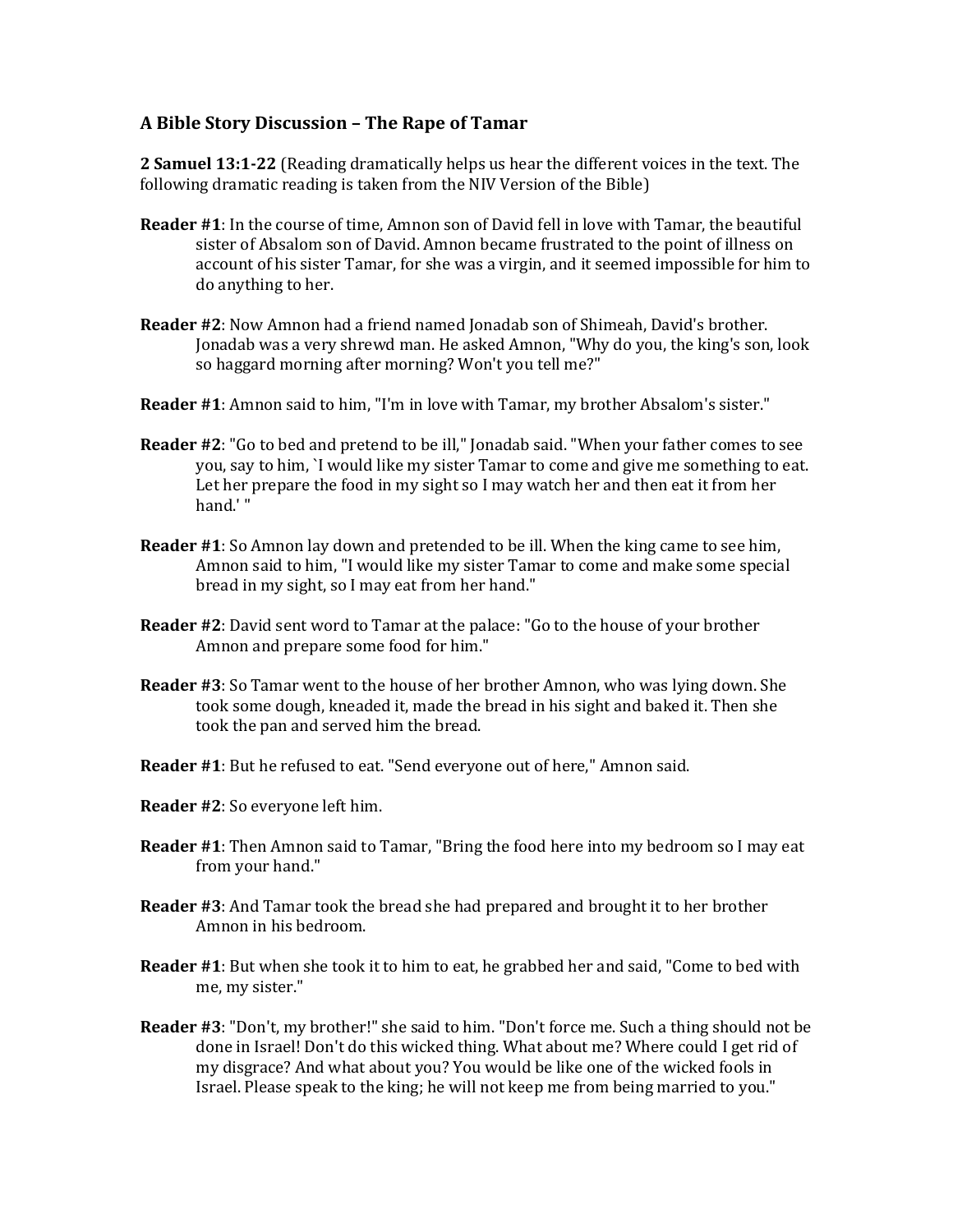### A Bible Story Discussion – The Rape of Tamar

**2 Samuel 13:1-22** (Reading dramatically helps us hear the different voices in the text. The following dramatic reading is taken from the NIV Version of the Bible)

**Reader #1**: In the course of time, Amnon son of David fell in love with Tamar, the beautiful sister of Absalom son of David. Amnon became frustrated to the point of illness on account of his sister Tamar, for she was a virgin, and it seemed impossible for him to do anything to her.

**Reader #2**: Now Amnon had a friend named Jonadab son of Shimeah, David's brother. Jonadab was a very shrewd man. He asked Amnon, "Why do you, the king's son, look so haggard morning after morning? Won't you tell me?"

**Reader #1**: Amnon said to him, "I'm in love with Tamar, my brother Absalom's sister."

**Reader #2**: "Go to bed and pretend to be ill," Jonadab said. "When your father comes to see you, say to him, `I would like my sister Tamar to come and give me something to eat. Let her prepare the food in my sight so I may watch her and then eat it from her hand.' "

**Reader #1**: So Amnon lay down and pretended to be ill. When the king came to see him, Amnon said to him, "I would like my sister Tamar to come and make some special bread in my sight, so I may eat from her hand."

**Reader #2**: David sent word to Tamar at the palace: "Go to the house of your brother Amnon and prepare some food for him."

**Reader #3**: So Tamar went to the house of her brother Amnon, who was lying down. She took some dough, kneaded it, made the bread in his sight and baked it. Then she took the pan and served him the bread.

**Reader #1**: But he refused to eat. "Send everyone out of here," Amnon said.

**Reader #2**: So everyone left him.

**Reader #1**: Then Amnon said to Tamar, "Bring the food here into my bedroom so I may eat from your hand."

**Reader #3**: And Tamar took the bread she had prepared and brought it to her brother Amnon in his bedroom.

**Reader #1**: But when she took it to him to eat, he grabbed her and said, "Come to bed with me, my sister."

**Reader #3**: "Don't, my brother!" she said to him. "Don't force me. Such a thing should not be done in Israel! Don't do this wicked thing. What about me? Where could I get rid of my disgrace? And what about you? You would be like one of the wicked fools in Israel. Please speak to the king; he will not keep me from being married to you."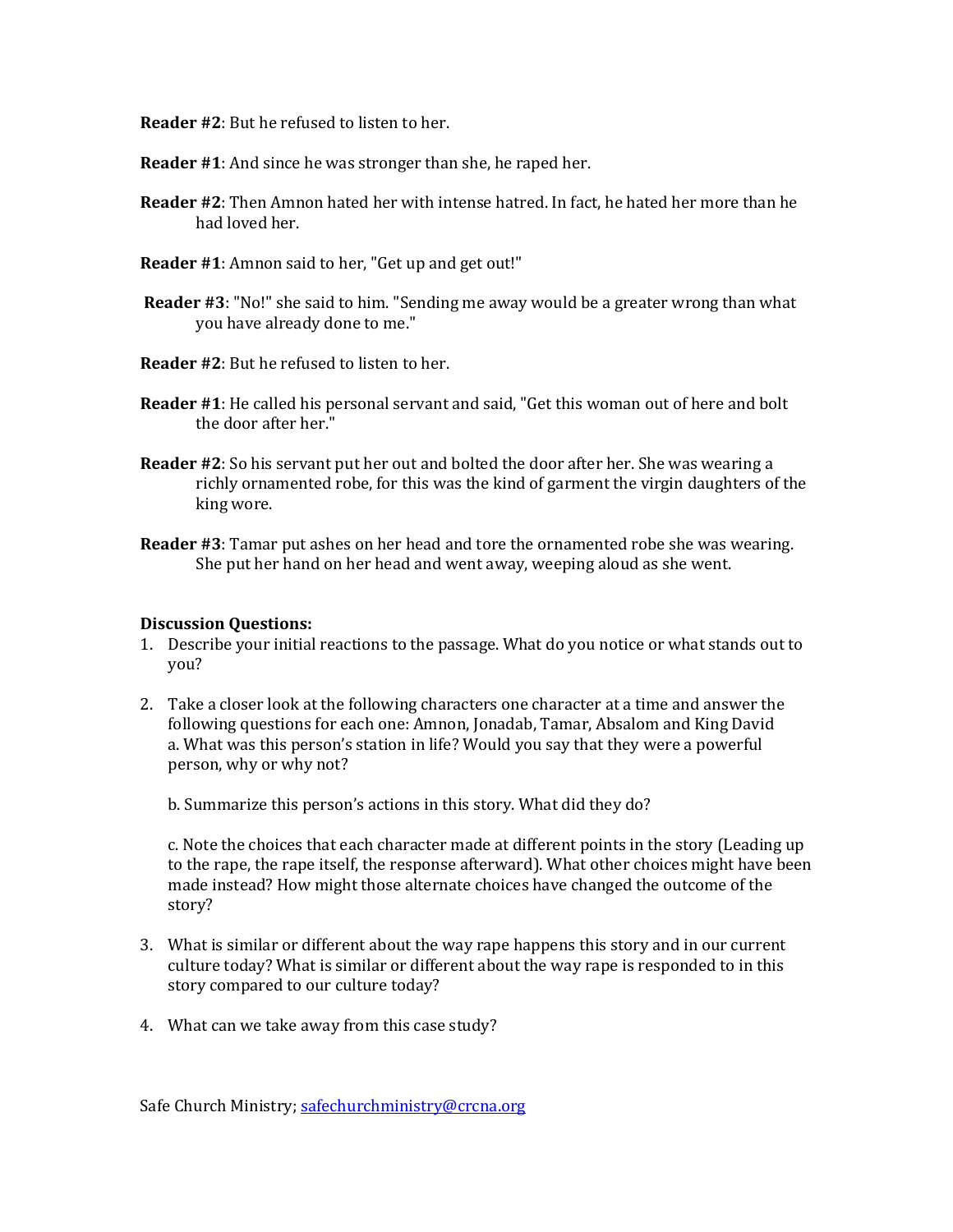**Reader #2**: But he refused to listen to her.

**Reader #1**: And since he was stronger than she, he raped her.

**Reader #2**: Then Amnon hated her with intense hatred. In fact, he hated her more than he had loved her.

**Reader #1**: Amnon said to her, "Get up and get out!"

**Reader #3**: "No!" she said to him. "Sending me away would be a greater wrong than what you have already done to me."

**Reader #2**: But he refused to listen to her.

**Reader #1**: He called his personal servant and said, "Get this woman out of here and bolt the door after her."

**Reader #2**: So his servant put her out and bolted the door after her. She was wearing a richly ornamented robe, for this was the kind of garment the virgin daughters of the king wore.

**Reader #3**: Tamar put ashes on her head and tore the ornamented robe she was wearing. She put her hand on her head and went away, weeping aloud as she went.

**Discussion Questions:**

1. Describe your initial reactions to the passage. What do you notice or what stands out to you?

2. Take a closer look at the following characters one character at a time and answer the following questions for each one: Amnon, Jonadab, Tamar, Absalom and King David
   a. What was this person's station in life? Would you say that they were a powerful person, why or why not?

   b. Summarize this person's actions in this story. What did they do?

   c. Note the choices that each character made at different points in the story (Leading up to the rape, the rape itself, the response afterward). What other choices might have been made instead? How might those alternate choices have changed the outcome of the story?

3. What is similar or different about the way rape happens this story and in our current culture today? What is similar or different about the way rape is responded to in this story compared to our culture today?

4. What can we take away from this case study?

Safe Church Ministry; safechurchministry@crcna.org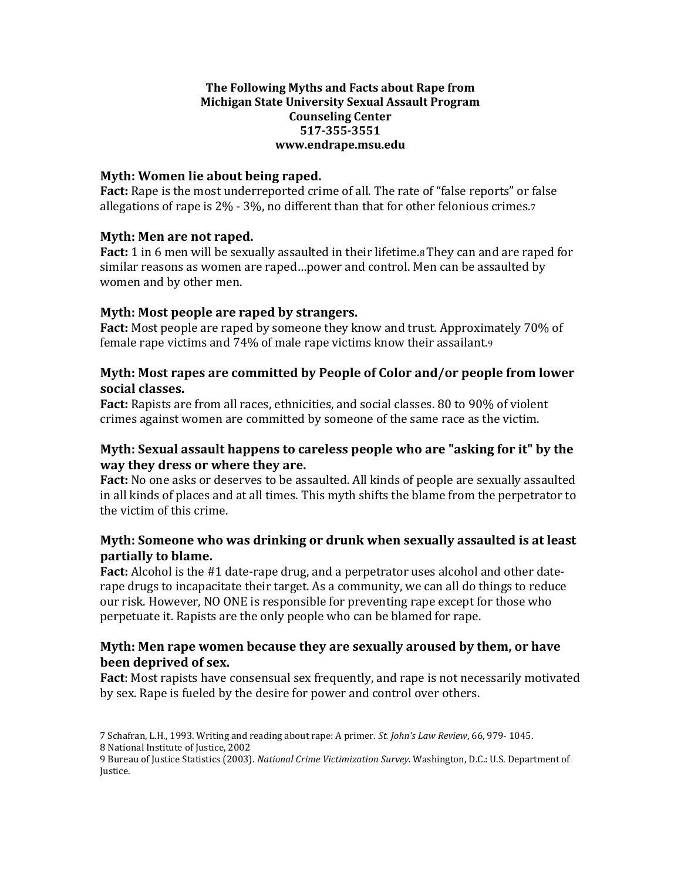**The Following Myths and Facts about Rape from**
**Michigan State University Sexual Assault Program**
**Counseling Center**
**517-355-3551**
**www.endrape.msu.edu**

### Myth: Women lie about being raped.

**Fact:** Rape is the most underreported crime of all. The rate of "false reports" or false allegations of rape is 2% - 3%, no different than that for other felonious crimes.[7]

### Myth: Men are not raped.

**Fact:** 1 in 6 men will be sexually assaulted in their lifetime.[8] They can and are raped for similar reasons as women are raped…power and control. Men can be assaulted by women and by other men.

### Myth: Most people are raped by strangers.

**Fact:** Most people are raped by someone they know and trust. Approximately 70% of female rape victims and 74% of male rape victims know their assailant.[9]

### Myth: Most rapes are committed by People of Color and/or people from lower social classes.

**Fact:** Rapists are from all races, ethnicities, and social classes. 80 to 90% of violent crimes against women are committed by someone of the same race as the victim.

### Myth: Sexual assault happens to careless people who are "asking for it" by the way they dress or where they are.

**Fact:** No one asks or deserves to be assaulted. All kinds of people are sexually assaulted in all kinds of places and at all times. This myth shifts the blame from the perpetrator to the victim of this crime.

### Myth: Someone who was drinking or drunk when sexually assaulted is at least partially to blame.

**Fact:** Alcohol is the #1 date-rape drug, and a perpetrator uses alcohol and other date-rape drugs to incapacitate their target. As a community, we can all do things to reduce our risk. However, NO ONE is responsible for preventing rape except for those who perpetuate it. Rapists are the only people who can be blamed for rape.

### Myth: Men rape women because they are sexually aroused by them, or have been deprived of sex.

**Fact**: Most rapists have consensual sex frequently, and rape is not necessarily motivated by sex. Rape is fueled by the desire for power and control over others.

---

7 Schafran, L.H., 1993. Writing and reading about rape: A primer. *St. John's Law Review*, 66, 979- 1045.
8 National Institute of Justice, 2002
9 Bureau of Justice Statistics (2003). *National Crime Victimization Survey*. Washington, D.C.: U.S. Department of Justice.